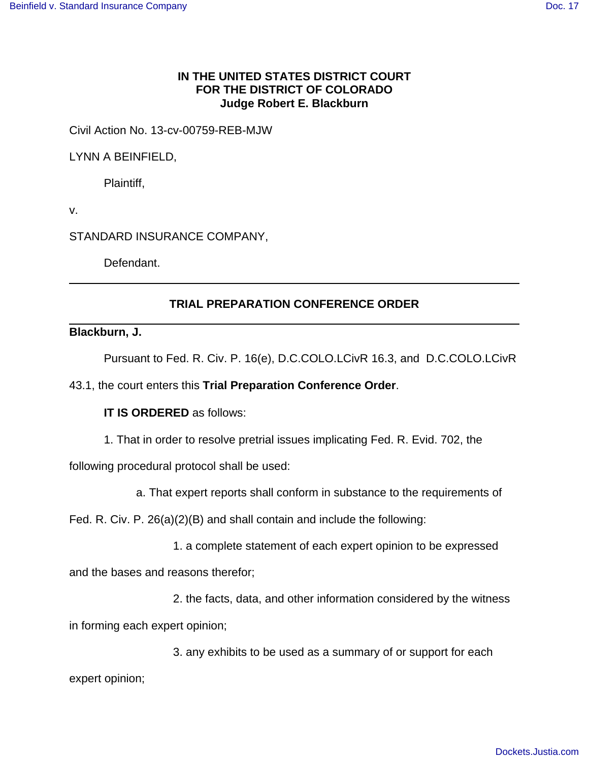**IN THE UNITED STATES DISTRICT COURT**
**FOR THE DISTRICT OF COLORADO**
**Judge Robert E. Blackburn**

Civil Action No. 13-cv-00759-REB-MJW

LYNN A BEINFIELD,

Plaintiff,

v.

STANDARD INSURANCE COMPANY,

Defendant.

---

## TRIAL PREPARATION CONFERENCE ORDER

---

**Blackburn, J.**

Pursuant to Fed. R. Civ. P. 16(e), D.C.COLO.LCivR 16.3, and D.C.COLO.LCivR 43.1, the court enters this **Trial Preparation Conference Order**.

**IT IS ORDERED** as follows:

1. That in order to resolve pretrial issues implicating Fed. R. Evid. 702, the following procedural protocol shall be used:

a. That expert reports shall conform in substance to the requirements of Fed. R. Civ. P. 26(a)(2)(B) and shall contain and include the following:

1. a complete statement of each expert opinion to be expressed and the bases and reasons therefor;

2. the facts, data, and other information considered by the witness in forming each expert opinion;

3. any exhibits to be used as a summary of or support for each expert opinion;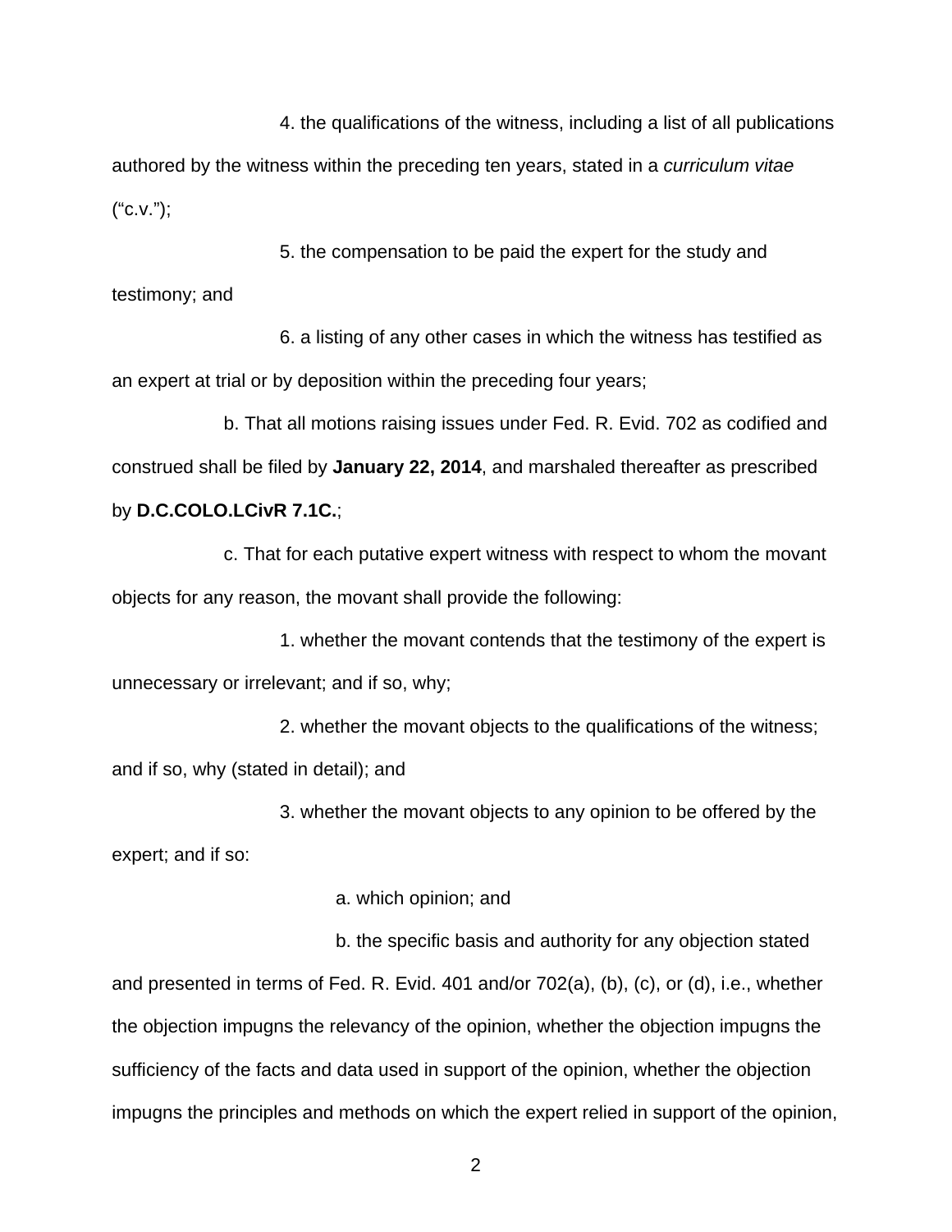4. the qualifications of the witness, including a list of all publications authored by the witness within the preceding ten years, stated in a *curriculum vitae* ("c.v.");

5. the compensation to be paid the expert for the study and testimony; and

6. a listing of any other cases in which the witness has testified as an expert at trial or by deposition within the preceding four years;

b. That all motions raising issues under Fed. R. Evid. 702 as codified and construed shall be filed by **January 22, 2014**, and marshaled thereafter as prescribed by **D.C.COLO.LCivR 7.1C.**;

c. That for each putative expert witness with respect to whom the movant objects for any reason, the movant shall provide the following:

1. whether the movant contends that the testimony of the expert is unnecessary or irrelevant; and if so, why;

2. whether the movant objects to the qualifications of the witness; and if so, why (stated in detail); and

3. whether the movant objects to any opinion to be offered by the expert; and if so:

a. which opinion; and

b. the specific basis and authority for any objection stated and presented in terms of Fed. R. Evid. 401 and/or 702(a), (b), (c), or (d), i.e., whether the objection impugns the relevancy of the opinion, whether the objection impugns the sufficiency of the facts and data used in support of the opinion, whether the objection impugns the principles and methods on which the expert relied in support of the opinion,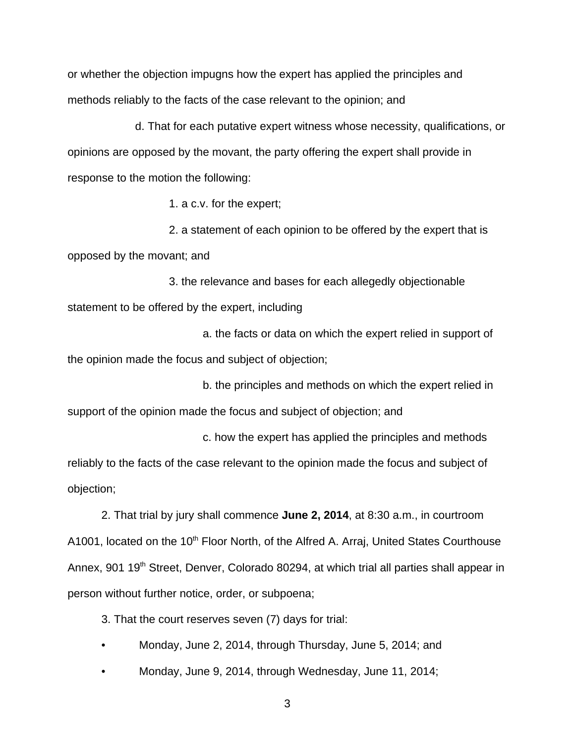or whether the objection impugns how the expert has applied the principles and methods reliably to the facts of the case relevant to the opinion; and

d. That for each putative expert witness whose necessity, qualifications, or opinions are opposed by the movant, the party offering the expert shall provide in response to the motion the following:

1. a c.v. for the expert;

2. a statement of each opinion to be offered by the expert that is opposed by the movant; and

3. the relevance and bases for each allegedly objectionable statement to be offered by the expert, including

a. the facts or data on which the expert relied in support of the opinion made the focus and subject of objection;

b. the principles and methods on which the expert relied in support of the opinion made the focus and subject of objection; and

c. how the expert has applied the principles and methods reliably to the facts of the case relevant to the opinion made the focus and subject of objection;

2. That trial by jury shall commence **June 2, 2014**, at 8:30 a.m., in courtroom A1001, located on the 10th Floor North, of the Alfred A. Arraj, United States Courthouse Annex, 901 19th Street, Denver, Colorado 80294, at which trial all parties shall appear in person without further notice, order, or subpoena;

3. That the court reserves seven (7) days for trial:

- Monday, June 2, 2014, through Thursday, June 5, 2014; and
- Monday, June 9, 2014, through Wednesday, June 11, 2014;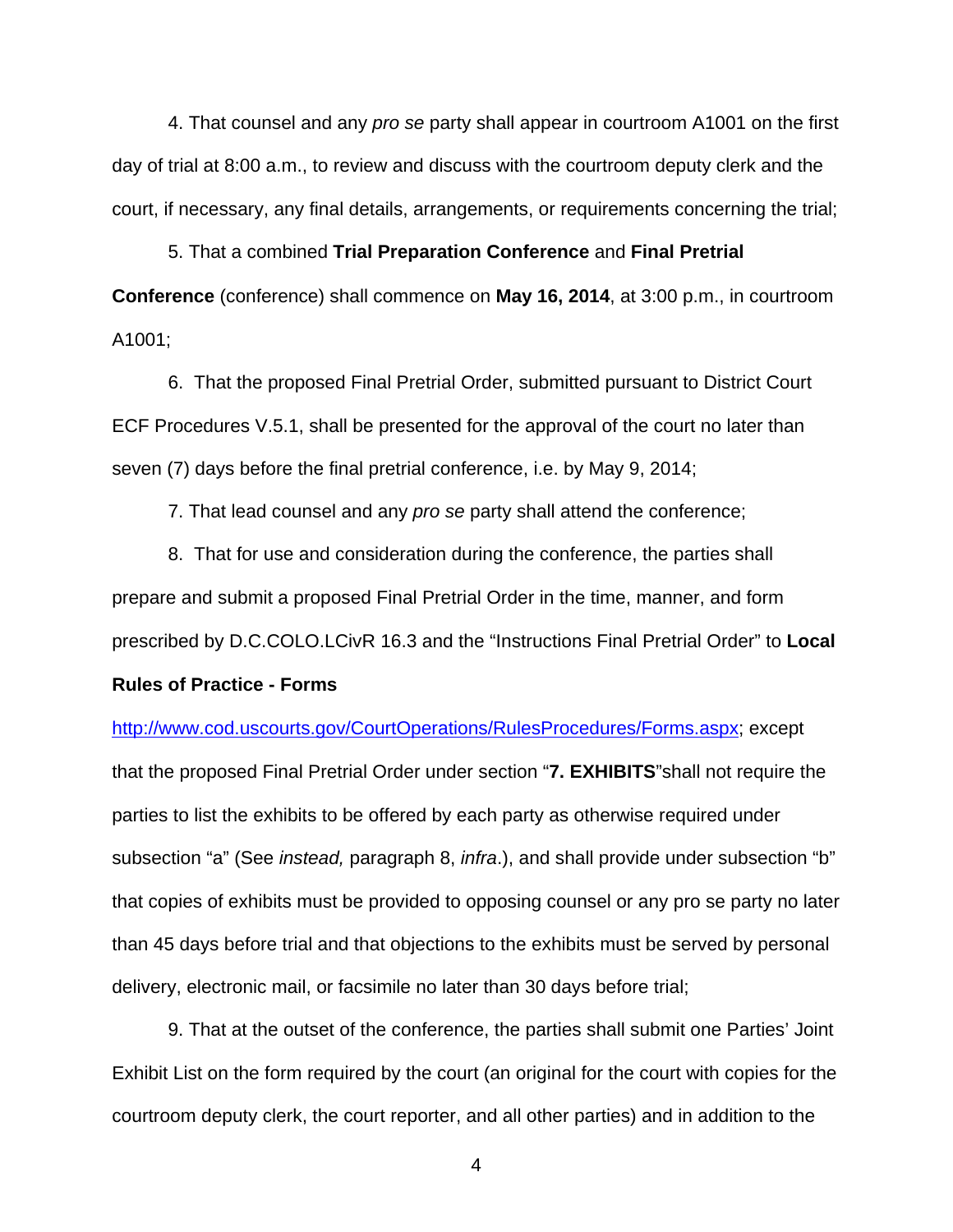4. That counsel and any *pro se* party shall appear in courtroom A1001 on the first day of trial at 8:00 a.m., to review and discuss with the courtroom deputy clerk and the court, if necessary, any final details, arrangements, or requirements concerning the trial;

5. That a combined **Trial Preparation Conference** and **Final Pretrial Conference** (conference) shall commence on **May 16, 2014**, at 3:00 p.m., in courtroom A1001;

6. That the proposed Final Pretrial Order, submitted pursuant to District Court ECF Procedures V.5.1, shall be presented for the approval of the court no later than seven (7) days before the final pretrial conference, i.e. by May 9, 2014;

7. That lead counsel and any *pro se* party shall attend the conference;

8. That for use and consideration during the conference, the parties shall prepare and submit a proposed Final Pretrial Order in the time, manner, and form prescribed by D.C.COLO.LCivR 16.3 and the "Instructions Final Pretrial Order" to **Local Rules of Practice - Forms**

http://www.cod.uscourts.gov/CourtOperations/RulesProcedures/Forms.aspx; except that the proposed Final Pretrial Order under section "**7. EXHIBITS**"shall not require the parties to list the exhibits to be offered by each party as otherwise required under subsection "a" (See *instead,* paragraph 8, *infra*.), and shall provide under subsection "b" that copies of exhibits must be provided to opposing counsel or any pro se party no later than 45 days before trial and that objections to the exhibits must be served by personal delivery, electronic mail, or facsimile no later than 30 days before trial;

9. That at the outset of the conference, the parties shall submit one Parties' Joint Exhibit List on the form required by the court (an original for the court with copies for the courtroom deputy clerk, the court reporter, and all other parties) and in addition to the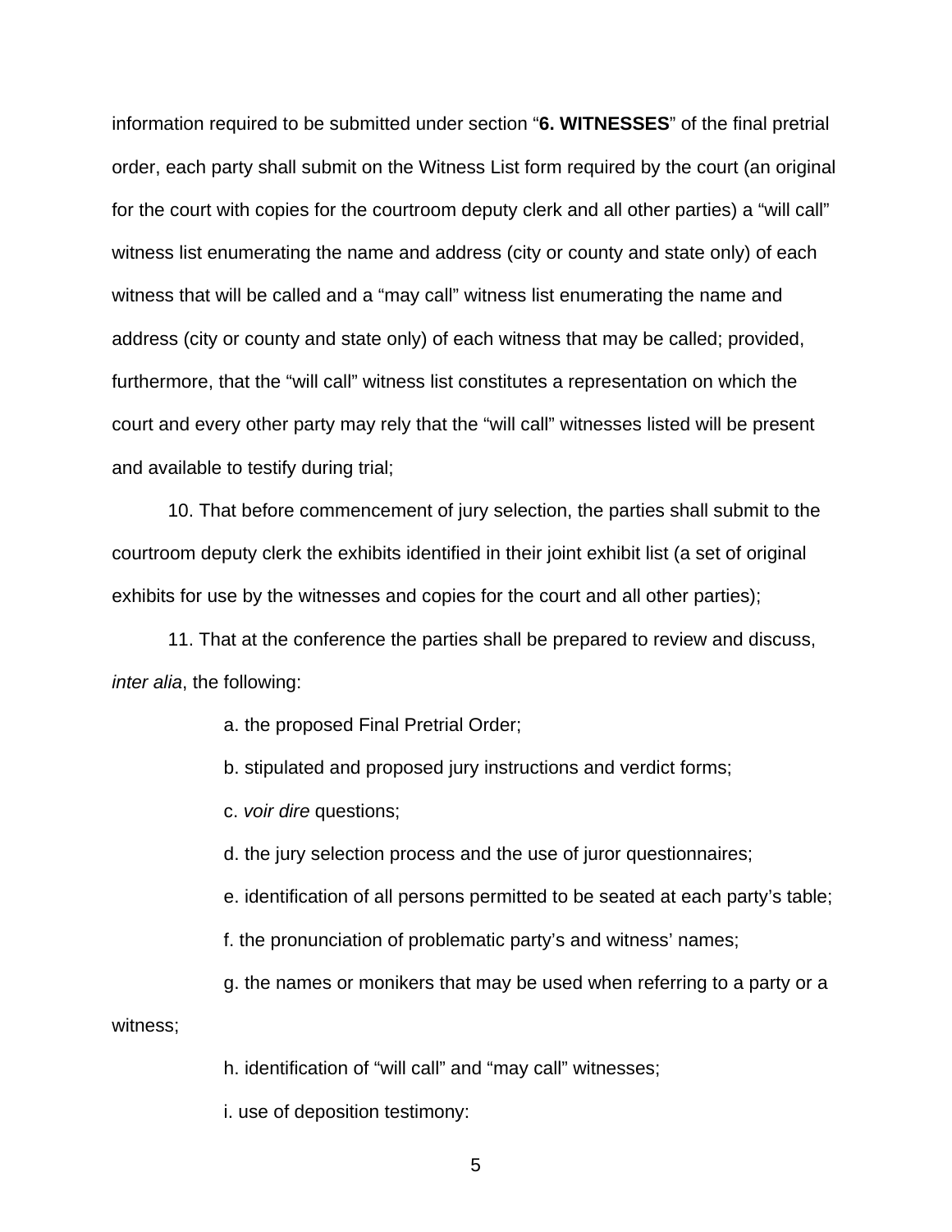information required to be submitted under section "**6. WITNESSES**" of the final pretrial order, each party shall submit on the Witness List form required by the court (an original for the court with copies for the courtroom deputy clerk and all other parties) a "will call" witness list enumerating the name and address (city or county and state only) of each witness that will be called and a "may call" witness list enumerating the name and address (city or county and state only) of each witness that may be called; provided, furthermore, that the "will call" witness list constitutes a representation on which the court and every other party may rely that the "will call" witnesses listed will be present and available to testify during trial;

10. That before commencement of jury selection, the parties shall submit to the courtroom deputy clerk the exhibits identified in their joint exhibit list (a set of original exhibits for use by the witnesses and copies for the court and all other parties);

11. That at the conference the parties shall be prepared to review and discuss, *inter alia*, the following:

a. the proposed Final Pretrial Order;

b. stipulated and proposed jury instructions and verdict forms;

c. *voir dire* questions;

d. the jury selection process and the use of juror questionnaires;

e. identification of all persons permitted to be seated at each party's table;

f. the pronunciation of problematic party's and witness' names;

g. the names or monikers that may be used when referring to a party or a witness;

h. identification of "will call" and "may call" witnesses;

i. use of deposition testimony: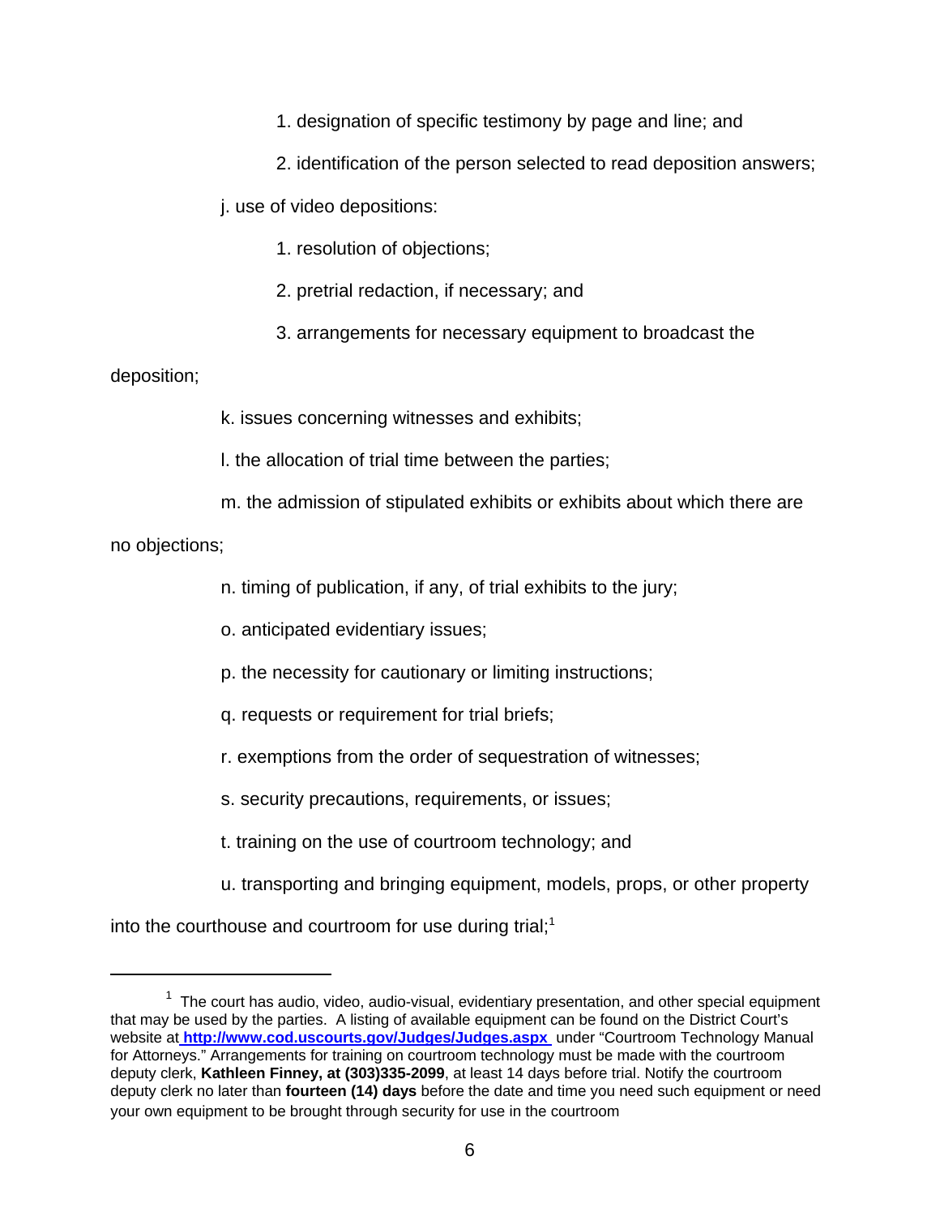1. designation of specific testimony by page and line; and

2. identification of the person selected to read deposition answers;

j. use of video depositions:

1. resolution of objections;

2. pretrial redaction, if necessary; and

3. arrangements for necessary equipment to broadcast the deposition;

k. issues concerning witnesses and exhibits;

l. the allocation of trial time between the parties;

m. the admission of stipulated exhibits or exhibits about which there are no objections;

n. timing of publication, if any, of trial exhibits to the jury;

o. anticipated evidentiary issues;

p. the necessity for cautionary or limiting instructions;

q. requests or requirement for trial briefs;

r. exemptions from the order of sequestration of witnesses;

s. security precautions, requirements, or issues;

t. training on the use of courtroom technology; and

u. transporting and bringing equipment, models, props, or other property into the courthouse and courtroom for use during trial;[1]

---

[1] The court has audio, video, audio-visual, evidentiary presentation, and other special equipment that may be used by the parties. A listing of available equipment can be found on the District Court's website at **http://www.cod.uscourts.gov/Judges/Judges.aspx** under "Courtroom Technology Manual for Attorneys." Arrangements for training on courtroom technology must be made with the courtroom deputy clerk, **Kathleen Finney, at (303)335-2099**, at least 14 days before trial. Notify the courtroom deputy clerk no later than **fourteen (14) days** before the date and time you need such equipment or need your own equipment to be brought through security for use in the courtroom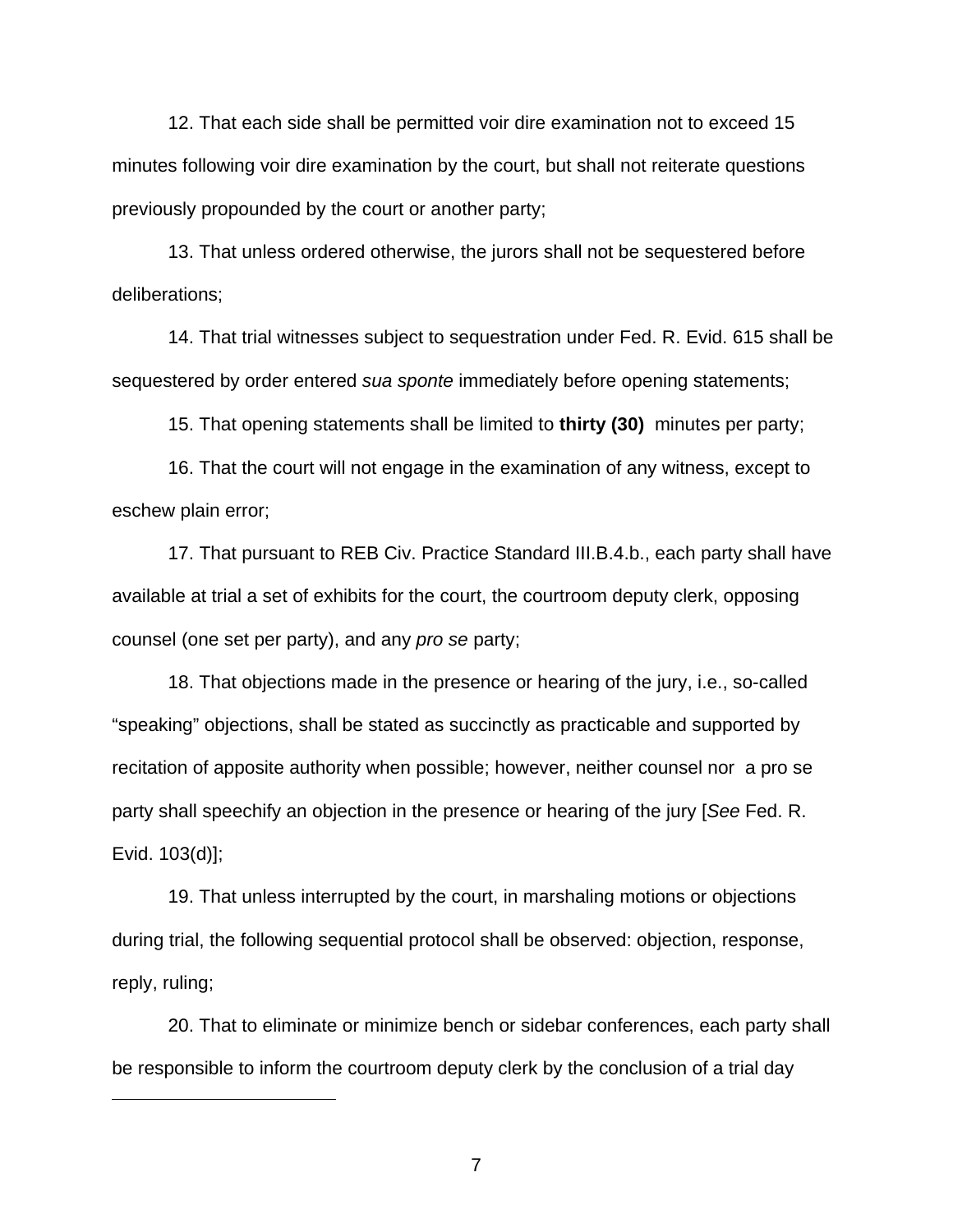12. That each side shall be permitted voir dire examination not to exceed 15 minutes following voir dire examination by the court, but shall not reiterate questions previously propounded by the court or another party;

13. That unless ordered otherwise, the jurors shall not be sequestered before deliberations;

14. That trial witnesses subject to sequestration under Fed. R. Evid. 615 shall be sequestered by order entered *sua sponte* immediately before opening statements;

15. That opening statements shall be limited to **thirty (30)** minutes per party;

16. That the court will not engage in the examination of any witness, except to eschew plain error;

17. That pursuant to REB Civ. Practice Standard III.B.4.b., each party shall have available at trial a set of exhibits for the court, the courtroom deputy clerk, opposing counsel (one set per party), and any *pro se* party;

18. That objections made in the presence or hearing of the jury, i.e., so-called "speaking" objections, shall be stated as succinctly as practicable and supported by recitation of apposite authority when possible; however, neither counsel nor a pro se party shall speechify an objection in the presence or hearing of the jury [*See* Fed. R. Evid. 103(d)];

19. That unless interrupted by the court, in marshaling motions or objections during trial, the following sequential protocol shall be observed: objection, response, reply, ruling;

20. That to eliminate or minimize bench or sidebar conferences, each party shall be responsible to inform the courtroom deputy clerk by the conclusion of a trial day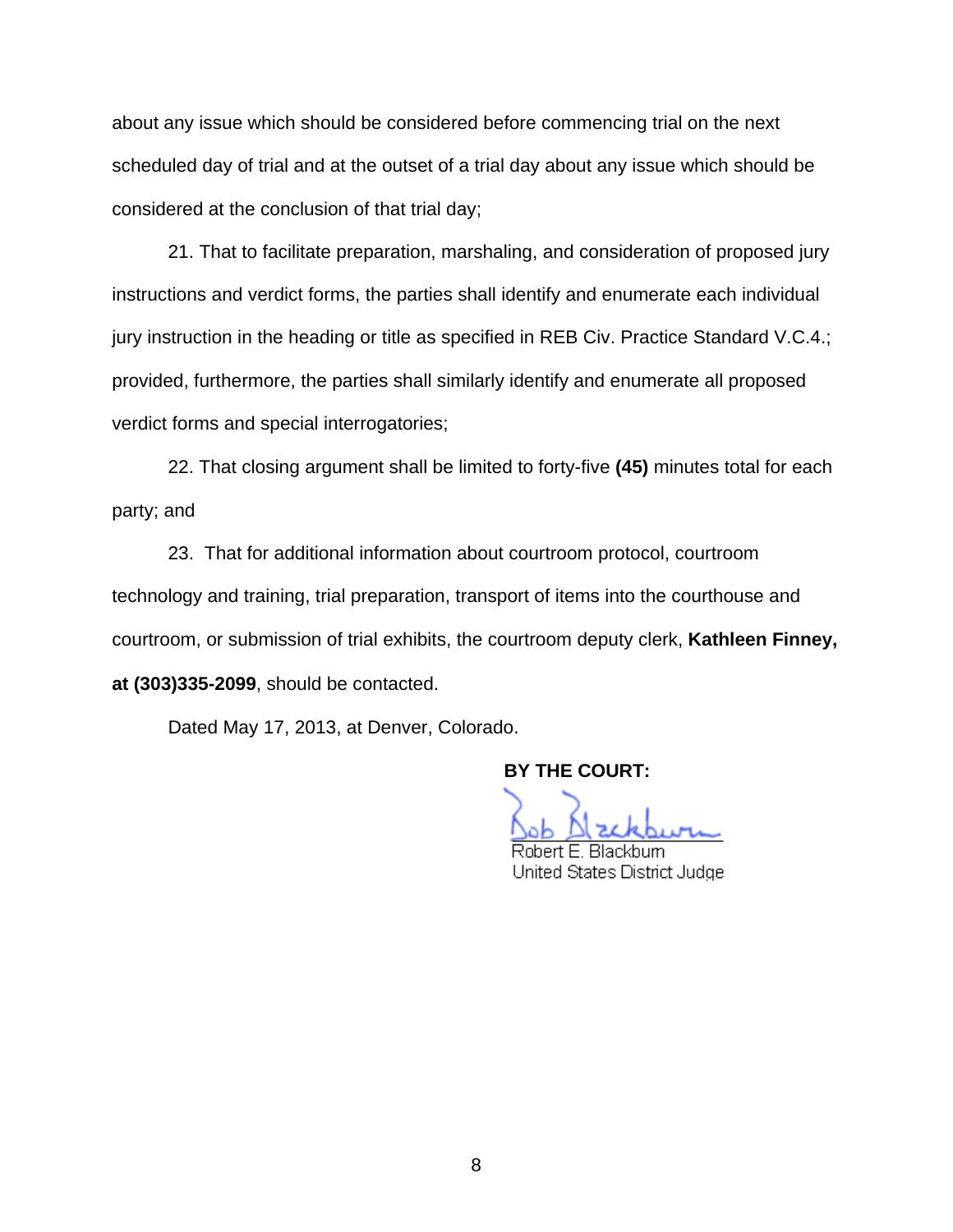about any issue which should be considered before commencing trial on the next scheduled day of trial and at the outset of a trial day about any issue which should be considered at the conclusion of that trial day;

21. That to facilitate preparation, marshaling, and consideration of proposed jury instructions and verdict forms, the parties shall identify and enumerate each individual jury instruction in the heading or title as specified in REB Civ. Practice Standard V.C.4.; provided, furthermore, the parties shall similarly identify and enumerate all proposed verdict forms and special interrogatories;

22. That closing argument shall be limited to forty-five **(45)** minutes total for each party; and

23. That for additional information about courtroom protocol, courtroom technology and training, trial preparation, transport of items into the courthouse and courtroom, or submission of trial exhibits, the courtroom deputy clerk, **Kathleen Finney, at (303)335-2099**, should be contacted.

Dated May 17, 2013, at Denver, Colorado.

**BY THE COURT:**

Robert E. Blackburn
United States District Judge